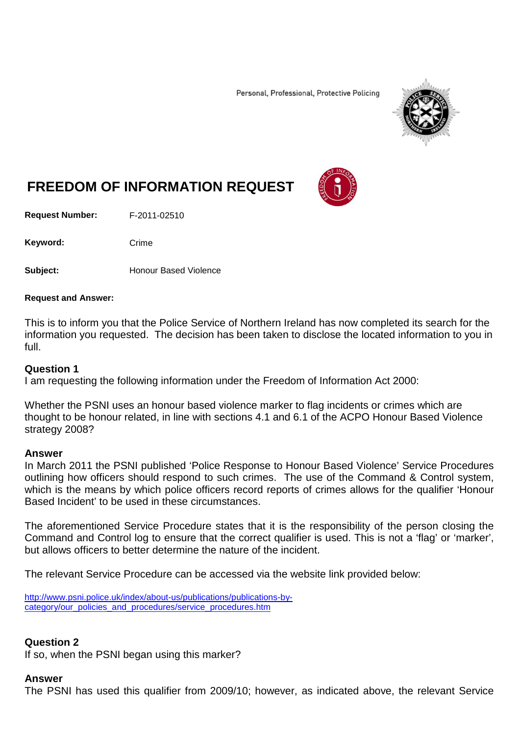Personal, Professional, Protective Policing

# FREEDOM OF INFORMATION REQUEST

**Request Number:** F-2011-02510

**Keyword:** Crime

**Subject:** Honour Based Violence

**Request and Answer:**

This is to inform you that the Police Service of Northern Ireland has now completed its search for the information you requested. The decision has been taken to disclose the located information to you in full.

### Question 1

I am requesting the following information under the Freedom of Information Act 2000:

Whether the PSNI uses an honour based violence marker to flag incidents or crimes which are thought to be honour related, in line with sections 4.1 and 6.1 of the ACPO Honour Based Violence strategy 2008?

### Answer

In March 2011 the PSNI published 'Police Response to Honour Based Violence' Service Procedures outlining how officers should respond to such crimes. The use of the Command & Control system, which is the means by which police officers record reports of crimes allows for the qualifier 'Honour Based Incident' to be used in these circumstances.

The aforementioned Service Procedure states that it is the responsibility of the person closing the Command and Control log to ensure that the correct qualifier is used. This is not a 'flag' or 'marker', but allows officers to better determine the nature of the incident.

The relevant Service Procedure can be accessed via the website link provided below:

http://www.psni.police.uk/index/about-us/publications/publications-by-category/our_policies_and_procedures/service_procedures.htm

### Question 2

If so, when the PSNI began using this marker?

### Answer

The PSNI has used this qualifier from 2009/10; however, as indicated above, the relevant Service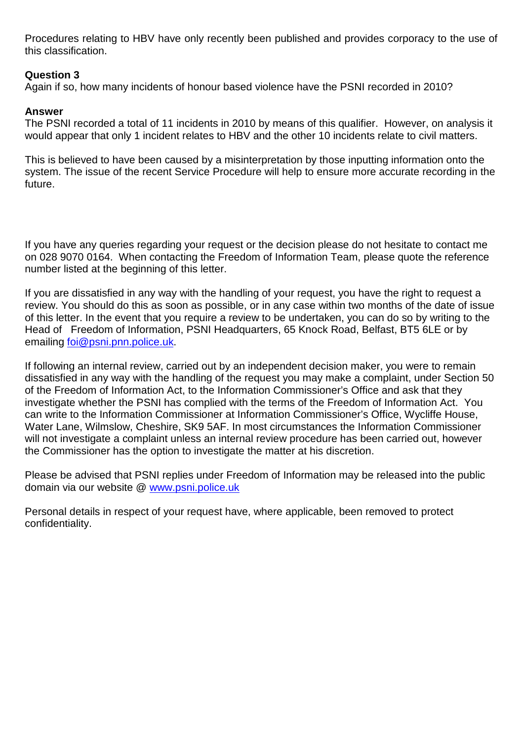Procedures relating to HBV have only recently been published and provides corporacy to the use of this classification.

**Question 3**
Again if so, how many incidents of honour based violence have the PSNI recorded in 2010?

**Answer**
The PSNI recorded a total of 11 incidents in 2010 by means of this qualifier. However, on analysis it would appear that only 1 incident relates to HBV and the other 10 incidents relate to civil matters.

This is believed to have been caused by a misinterpretation by those inputting information onto the system. The issue of the recent Service Procedure will help to ensure more accurate recording in the future.

If you have any queries regarding your request or the decision please do not hesitate to contact me on 028 9070 0164. When contacting the Freedom of Information Team, please quote the reference number listed at the beginning of this letter.

If you are dissatisfied in any way with the handling of your request, you have the right to request a review. You should do this as soon as possible, or in any case within two months of the date of issue of this letter. In the event that you require a review to be undertaken, you can do so by writing to the Head of Freedom of Information, PSNI Headquarters, 65 Knock Road, Belfast, BT5 6LE or by emailing foi@psni.pnn.police.uk.

If following an internal review, carried out by an independent decision maker, you were to remain dissatisfied in any way with the handling of the request you may make a complaint, under Section 50 of the Freedom of Information Act, to the Information Commissioner's Office and ask that they investigate whether the PSNI has complied with the terms of the Freedom of Information Act. You can write to the Information Commissioner at Information Commissioner's Office, Wycliffe House, Water Lane, Wilmslow, Cheshire, SK9 5AF. In most circumstances the Information Commissioner will not investigate a complaint unless an internal review procedure has been carried out, however the Commissioner has the option to investigate the matter at his discretion.

Please be advised that PSNI replies under Freedom of Information may be released into the public domain via our website @ www.psni.police.uk

Personal details in respect of your request have, where applicable, been removed to protect confidentiality.